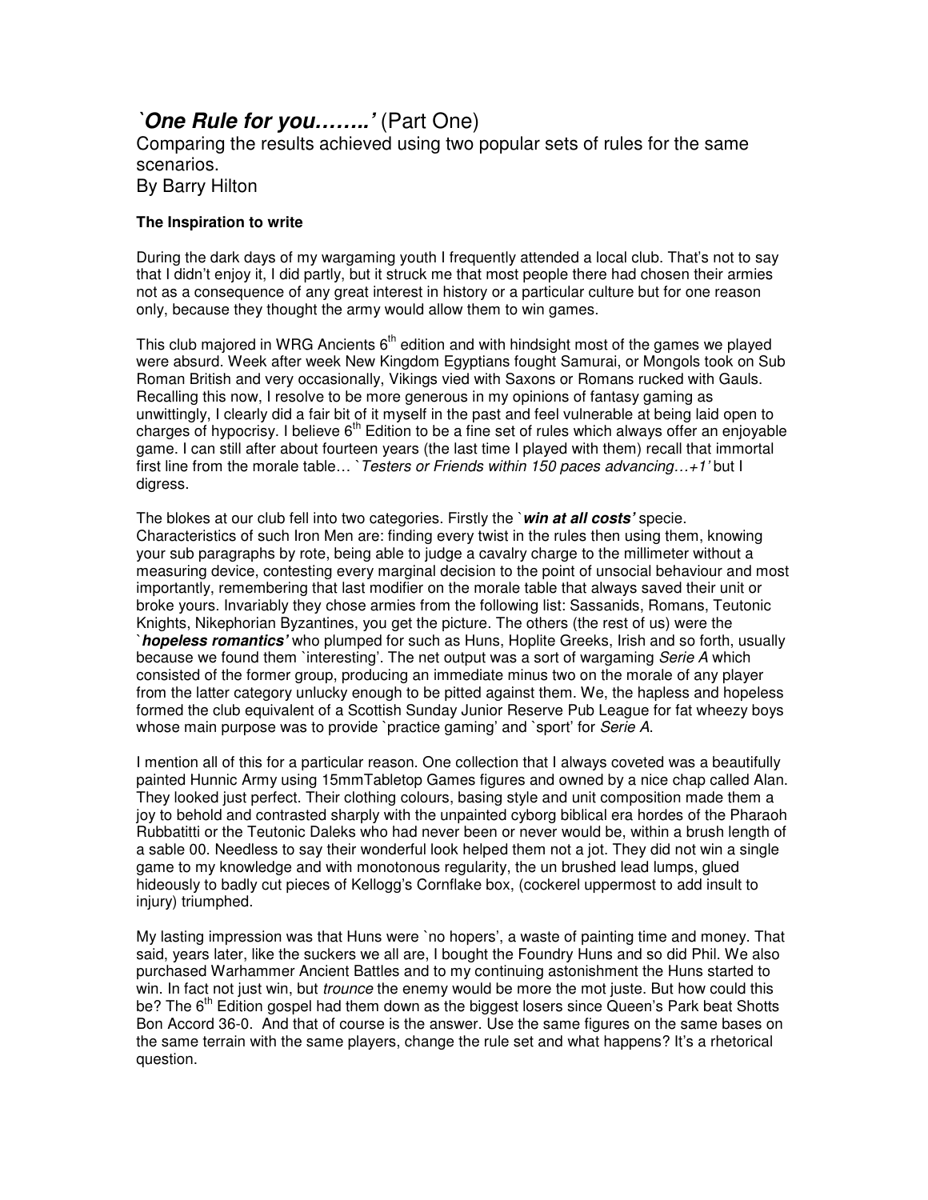# `*One Rule for you……..'* (Part One)

Comparing the results achieved using two popular sets of rules for the same scenarios.

By Barry Hilton

### The Inspiration to write

During the dark days of my wargaming youth I frequently attended a local club. That's not to say that I didn't enjoy it, I did partly, but it struck me that most people there had chosen their armies not as a consequence of any great interest in history or a particular culture but for one reason only, because they thought the army would allow them to win games.

This club majored in WRG Ancients 6th edition and with hindsight most of the games we played were absurd. Week after week New Kingdom Egyptians fought Samurai, or Mongols took on Sub Roman British and very occasionally, Vikings vied with Saxons or Romans rucked with Gauls. Recalling this now, I resolve to be more generous in my opinions of fantasy gaming as unwittingly, I clearly did a fair bit of it myself in the past and feel vulnerable at being laid open to charges of hypocrisy. I believe 6th Edition to be a fine set of rules which always offer an enjoyable game. I can still after about fourteen years (the last time I played with them) recall that immortal first line from the morale table… `*Testers or Friends within 150 paces advancing…+1'* but I digress.

The blokes at our club fell into two categories. Firstly the `***win at all costs'*** specie. Characteristics of such Iron Men are: finding every twist in the rules then using them, knowing your sub paragraphs by rote, being able to judge a cavalry charge to the millimeter without a measuring device, contesting every marginal decision to the point of unsocial behaviour and most importantly, remembering that last modifier on the morale table that always saved their unit or broke yours. Invariably they chose armies from the following list: Sassanids, Romans, Teutonic Knights, Nikephorian Byzantines, you get the picture. The others (the rest of us) were the `***hopeless romantics'*** who plumped for such as Huns, Hoplite Greeks, Irish and so forth, usually because we found them `interesting'. The net output was a sort of wargaming *Serie A* which consisted of the former group, producing an immediate minus two on the morale of any player from the latter category unlucky enough to be pitted against them. We, the hapless and hopeless formed the club equivalent of a Scottish Sunday Junior Reserve Pub League for fat wheezy boys whose main purpose was to provide `practice gaming' and `sport' for *Serie A*.

I mention all of this for a particular reason. One collection that I always coveted was a beautifully painted Hunnic Army using 15mmTabletop Games figures and owned by a nice chap called Alan. They looked just perfect. Their clothing colours, basing style and unit composition made them a joy to behold and contrasted sharply with the unpainted cyborg biblical era hordes of the Pharaoh Rubbatitti or the Teutonic Daleks who had never been or never would be, within a brush length of a sable 00. Needless to say their wonderful look helped them not a jot. They did not win a single game to my knowledge and with monotonous regularity, the un brushed lead lumps, glued hideously to badly cut pieces of Kellogg's Cornflake box, (cockerel uppermost to add insult to injury) triumphed.

My lasting impression was that Huns were `no hopers', a waste of painting time and money. That said, years later, like the suckers we all are, I bought the Foundry Huns and so did Phil. We also purchased Warhammer Ancient Battles and to my continuing astonishment the Huns started to win. In fact not just win, but *trounce* the enemy would be more the mot juste. But how could this be? The 6th Edition gospel had them down as the biggest losers since Queen's Park beat Shotts Bon Accord 36-0. And that of course is the answer. Use the same figures on the same bases on the same terrain with the same players, change the rule set and what happens? It's a rhetorical question.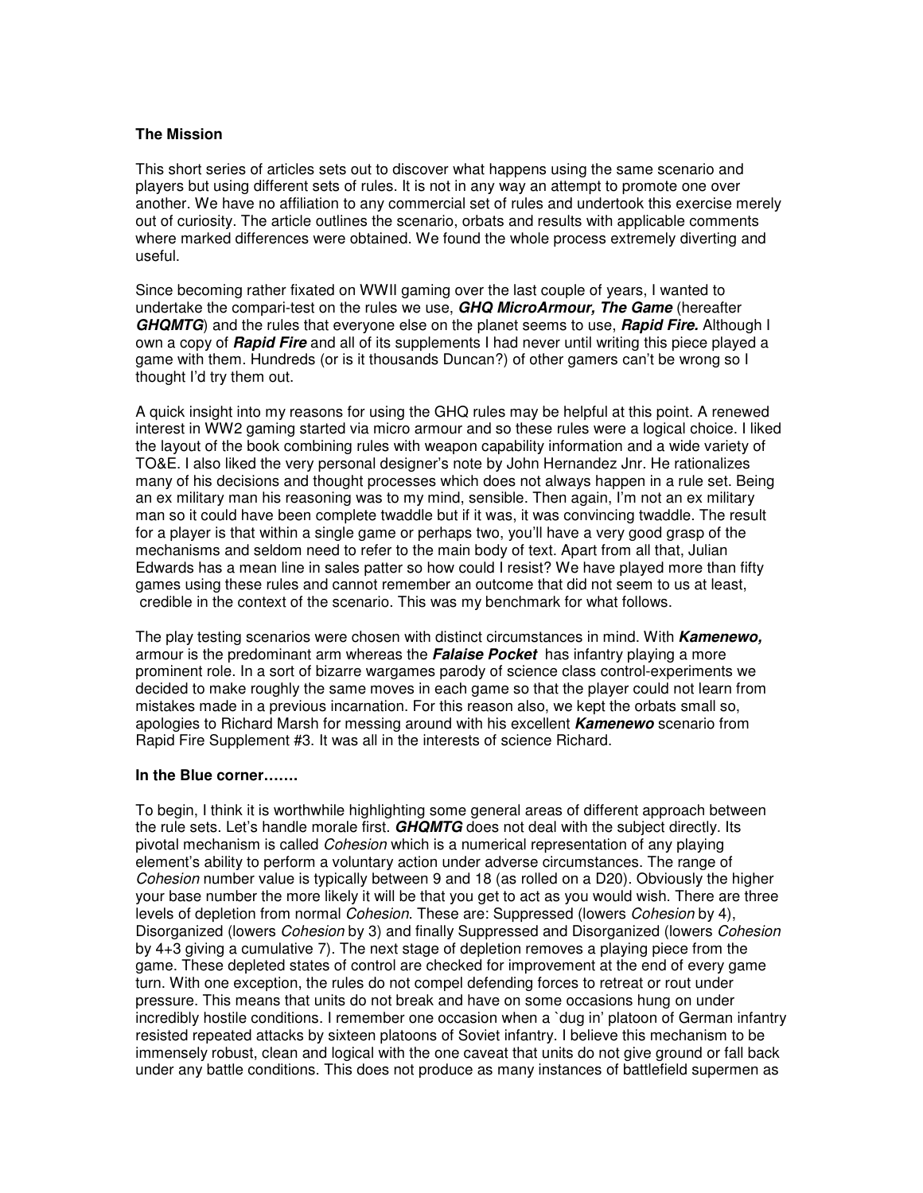### The Mission

This short series of articles sets out to discover what happens using the same scenario and players but using different sets of rules. It is not in any way an attempt to promote one over another. We have no affiliation to any commercial set of rules and undertook this exercise merely out of curiosity. The article outlines the scenario, orbats and results with applicable comments where marked differences were obtained. We found the whole process extremely diverting and useful.

Since becoming rather fixated on WWII gaming over the last couple of years, I wanted to undertake the compari-test on the rules we use, ***GHQ MicroArmour, The Game*** (hereafter ***GHQMTG***) and the rules that everyone else on the planet seems to use, ***Rapid Fire.*** Although I own a copy of ***Rapid Fire*** and all of its supplements I had never until writing this piece played a game with them. Hundreds (or is it thousands Duncan?) of other gamers can't be wrong so I thought I'd try them out.

A quick insight into my reasons for using the GHQ rules may be helpful at this point. A renewed interest in WW2 gaming started via micro armour and so these rules were a logical choice. I liked the layout of the book combining rules with weapon capability information and a wide variety of TO&E. I also liked the very personal designer's note by John Hernandez Jnr. He rationalizes many of his decisions and thought processes which does not always happen in a rule set. Being an ex military man his reasoning was to my mind, sensible. Then again, I'm not an ex military man so it could have been complete twaddle but if it was, it was convincing twaddle. The result for a player is that within a single game or perhaps two, you'll have a very good grasp of the mechanisms and seldom need to refer to the main body of text. Apart from all that, Julian Edwards has a mean line in sales patter so how could I resist? We have played more than fifty games using these rules and cannot remember an outcome that did not seem to us at least, credible in the context of the scenario. This was my benchmark for what follows.

The play testing scenarios were chosen with distinct circumstances in mind. With ***Kamenewo,*** armour is the predominant arm whereas the ***Falaise Pocket*** has infantry playing a more prominent role. In a sort of bizarre wargames parody of science class control-experiments we decided to make roughly the same moves in each game so that the player could not learn from mistakes made in a previous incarnation. For this reason also, we kept the orbats small so, apologies to Richard Marsh for messing around with his excellent ***Kamenewo*** scenario from Rapid Fire Supplement #3. It was all in the interests of science Richard.

### In the Blue corner…….

To begin, I think it is worthwhile highlighting some general areas of different approach between the rule sets. Let's handle morale first. ***GHQMTG*** does not deal with the subject directly. Its pivotal mechanism is called *Cohesion* which is a numerical representation of any playing element's ability to perform a voluntary action under adverse circumstances. The range of *Cohesion* number value is typically between 9 and 18 (as rolled on a D20). Obviously the higher your base number the more likely it will be that you get to act as you would wish. There are three levels of depletion from normal *Cohesion*. These are: Suppressed (lowers *Cohesion* by 4), Disorganized (lowers *Cohesion* by 3) and finally Suppressed and Disorganized (lowers *Cohesion* by 4+3 giving a cumulative 7). The next stage of depletion removes a playing piece from the game. These depleted states of control are checked for improvement at the end of every game turn. With one exception, the rules do not compel defending forces to retreat or rout under pressure. This means that units do not break and have on some occasions hung on under incredibly hostile conditions. I remember one occasion when a `dug in' platoon of German infantry resisted repeated attacks by sixteen platoons of Soviet infantry. I believe this mechanism to be immensely robust, clean and logical with the one caveat that units do not give ground or fall back under any battle conditions. This does not produce as many instances of battlefield supermen as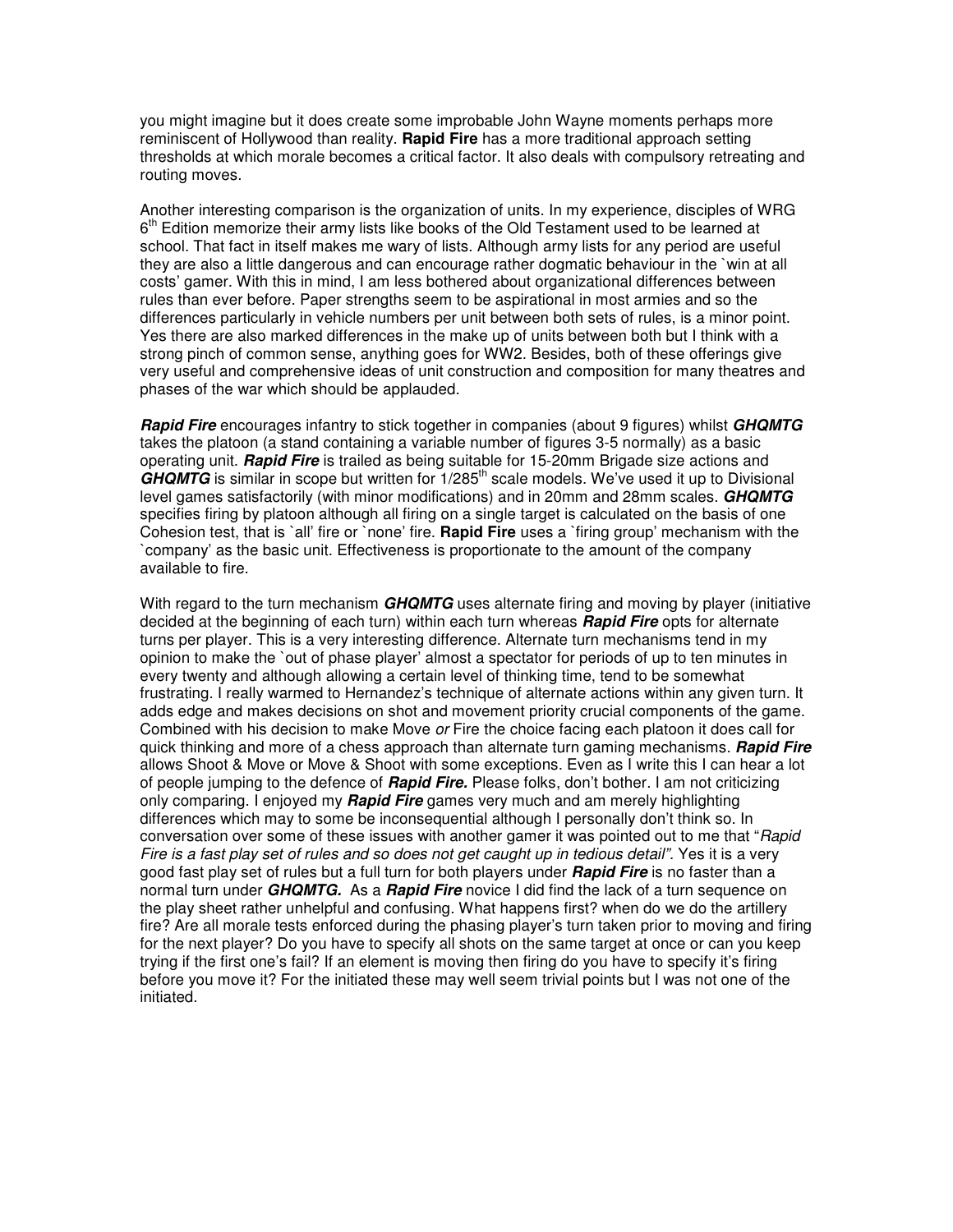you might imagine but it does create some improbable John Wayne moments perhaps more reminiscent of Hollywood than reality. **Rapid Fire** has a more traditional approach setting thresholds at which morale becomes a critical factor. It also deals with compulsory retreating and routing moves.

Another interesting comparison is the organization of units. In my experience, disciples of WRG 6th Edition memorize their army lists like books of the Old Testament used to be learned at school. That fact in itself makes me wary of lists. Although army lists for any period are useful they are also a little dangerous and can encourage rather dogmatic behaviour in the `win at all costs' gamer. With this in mind, I am less bothered about organizational differences between rules than ever before. Paper strengths seem to be aspirational in most armies and so the differences particularly in vehicle numbers per unit between both sets of rules, is a minor point. Yes there are also marked differences in the make up of units between both but I think with a strong pinch of common sense, anything goes for WW2. Besides, both of these offerings give very useful and comprehensive ideas of unit construction and composition for many theatres and phases of the war which should be applauded.

***Rapid Fire*** encourages infantry to stick together in companies (about 9 figures) whilst ***GHQMTG*** takes the platoon (a stand containing a variable number of figures 3-5 normally) as a basic operating unit. ***Rapid Fire*** is trailed as being suitable for 15-20mm Brigade size actions and ***GHQMTG*** is similar in scope but written for 1/285th scale models. We've used it up to Divisional level games satisfactorily (with minor modifications) and in 20mm and 28mm scales. ***GHQMTG*** specifies firing by platoon although all firing on a single target is calculated on the basis of one Cohesion test, that is `all' fire or `none' fire. **Rapid Fire** uses a `firing group' mechanism with the `company' as the basic unit. Effectiveness is proportionate to the amount of the company available to fire.

With regard to the turn mechanism ***GHQMTG*** uses alternate firing and moving by player (initiative decided at the beginning of each turn) within each turn whereas ***Rapid Fire*** opts for alternate turns per player. This is a very interesting difference. Alternate turn mechanisms tend in my opinion to make the `out of phase player' almost a spectator for periods of up to ten minutes in every twenty and although allowing a certain level of thinking time, tend to be somewhat frustrating. I really warmed to Hernandez's technique of alternate actions within any given turn. It adds edge and makes decisions on shot and movement priority crucial components of the game. Combined with his decision to make Move *or* Fire the choice facing each platoon it does call for quick thinking and more of a chess approach than alternate turn gaming mechanisms. ***Rapid Fire*** allows Shoot & Move or Move & Shoot with some exceptions. Even as I write this I can hear a lot of people jumping to the defence of ***Rapid Fire.*** Please folks, don't bother. I am not criticizing only comparing. I enjoyed my ***Rapid Fire*** games very much and am merely highlighting differences which may to some be inconsequential although I personally don't think so. In conversation over some of these issues with another gamer it was pointed out to me that "*Rapid Fire is a fast play set of rules and so does not get caught up in tedious detail".* Yes it is a very good fast play set of rules but a full turn for both players under ***Rapid Fire*** is no faster than a normal turn under ***GHQMTG.*** As a ***Rapid Fire*** novice I did find the lack of a turn sequence on the play sheet rather unhelpful and confusing. What happens first? when do we do the artillery fire? Are all morale tests enforced during the phasing player's turn taken prior to moving and firing for the next player? Do you have to specify all shots on the same target at once or can you keep trying if the first one's fail? If an element is moving then firing do you have to specify it's firing before you move it? For the initiated these may well seem trivial points but I was not one of the initiated.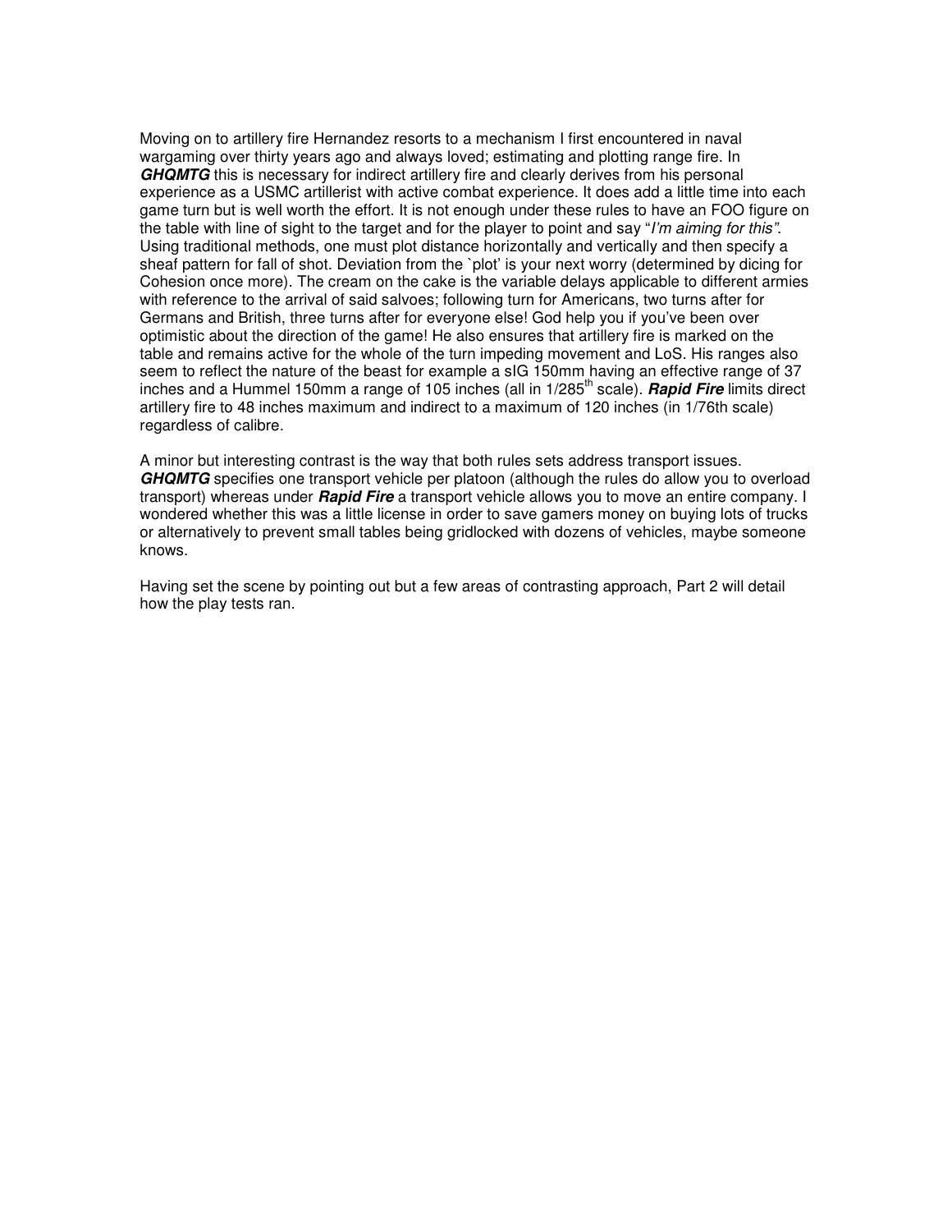Moving on to artillery fire Hernandez resorts to a mechanism I first encountered in naval wargaming over thirty years ago and always loved; estimating and plotting range fire. In ***GHQMTG*** this is necessary for indirect artillery fire and clearly derives from his personal experience as a USMC artillerist with active combat experience. It does add a little time into each game turn but is well worth the effort. It is not enough under these rules to have an FOO figure on the table with line of sight to the target and for the player to point and say "*I'm aiming for this"*. Using traditional methods, one must plot distance horizontally and vertically and then specify a sheaf pattern for fall of shot. Deviation from the `plot' is your next worry (determined by dicing for Cohesion once more). The cream on the cake is the variable delays applicable to different armies with reference to the arrival of said salvoes; following turn for Americans, two turns after for Germans and British, three turns after for everyone else! God help you if you've been over optimistic about the direction of the game! He also ensures that artillery fire is marked on the table and remains active for the whole of the turn impeding movement and LoS. His ranges also seem to reflect the nature of the beast for example a sIG 150mm having an effective range of 37 inches and a Hummel 150mm a range of 105 inches (all in 1/285th scale). ***Rapid Fire*** limits direct artillery fire to 48 inches maximum and indirect to a maximum of 120 inches (in 1/76th scale) regardless of calibre.

A minor but interesting contrast is the way that both rules sets address transport issues. ***GHQMTG*** specifies one transport vehicle per platoon (although the rules do allow you to overload transport) whereas under ***Rapid Fire*** a transport vehicle allows you to move an entire company. I wondered whether this was a little license in order to save gamers money on buying lots of trucks or alternatively to prevent small tables being gridlocked with dozens of vehicles, maybe someone knows.

Having set the scene by pointing out but a few areas of contrasting approach, Part 2 will detail how the play tests ran.